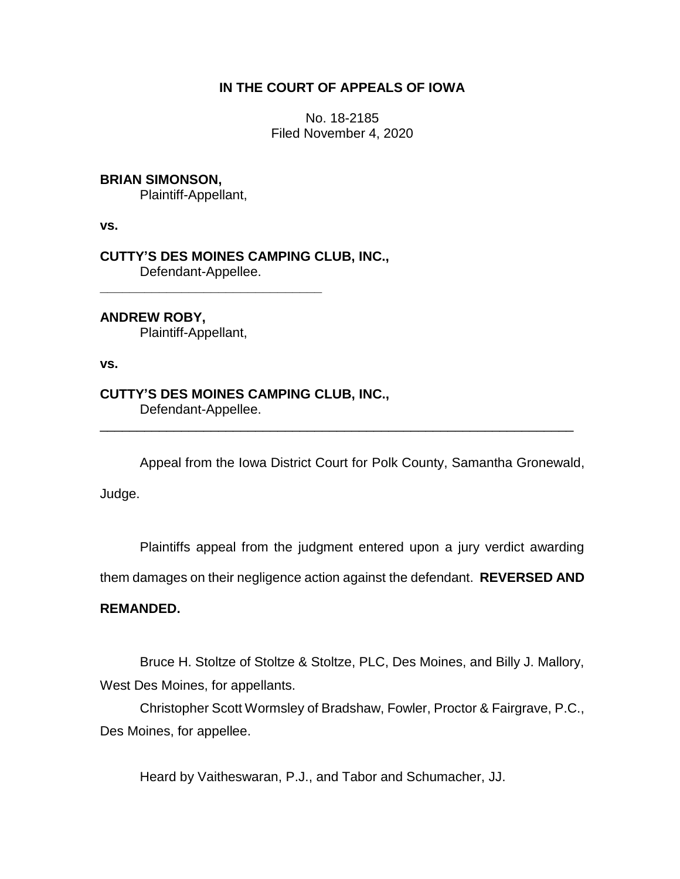**IN THE COURT OF APPEALS OF IOWA**

No. 18-2185
Filed November 4, 2020

**BRIAN SIMONSON,**
Plaintiff-Appellant,

**vs.**

**CUTTY'S DES MOINES CAMPING CLUB, INC.,**
Defendant-Appellee.

---

**ANDREW ROBY,**
Plaintiff-Appellant,

**vs.**

**CUTTY'S DES MOINES CAMPING CLUB, INC.,**
Defendant-Appellee.

---

Appeal from the Iowa District Court for Polk County, Samantha Gronewald, Judge.

Plaintiffs appeal from the judgment entered upon a jury verdict awarding them damages on their negligence action against the defendant. **REVERSED AND REMANDED.**

Bruce H. Stoltze of Stoltze & Stoltze, PLC, Des Moines, and Billy J. Mallory, West Des Moines, for appellants.

Christopher Scott Wormsley of Bradshaw, Fowler, Proctor & Fairgrave, P.C., Des Moines, for appellee.

Heard by Vaitheswaran, P.J., and Tabor and Schumacher, JJ.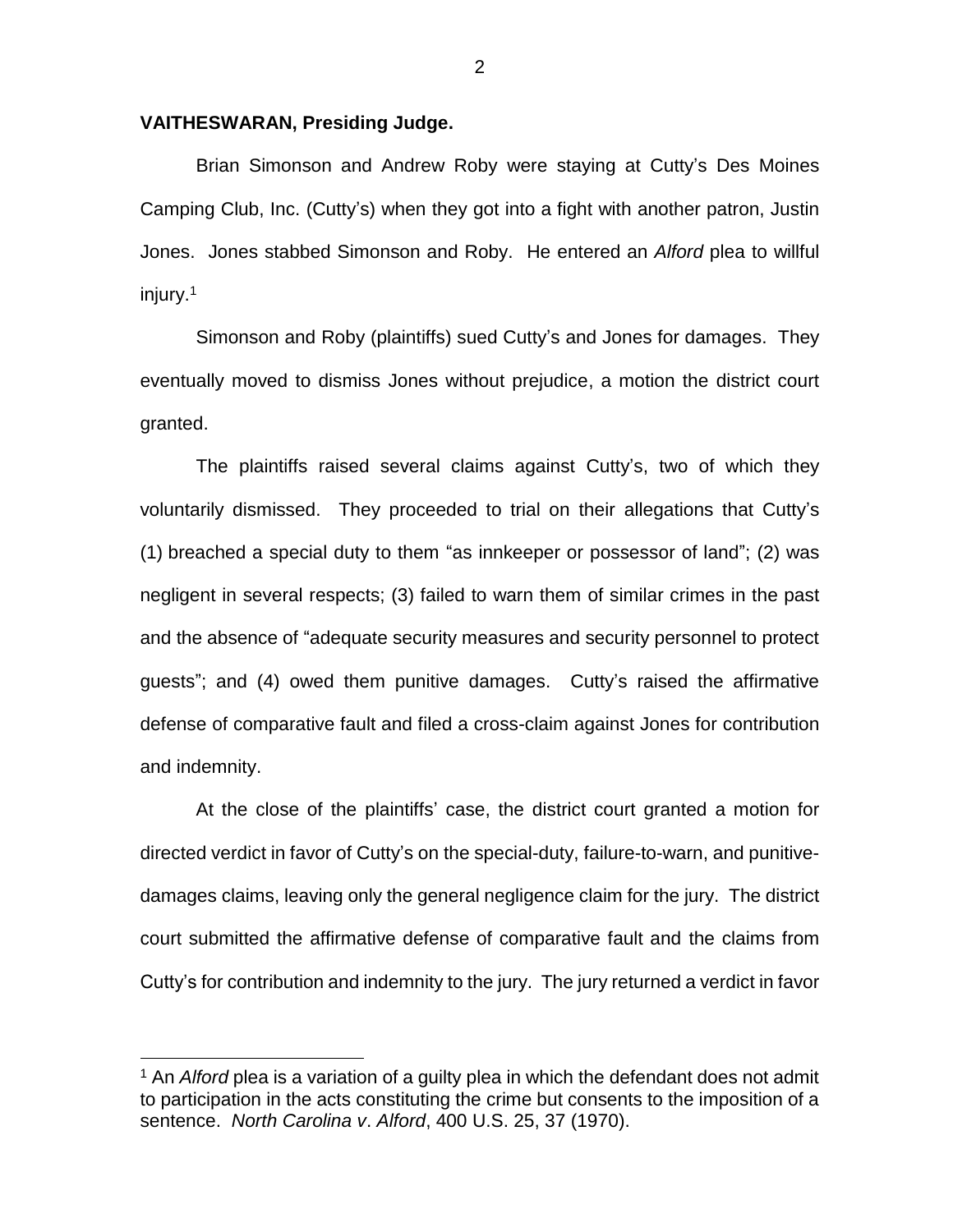**VAITHESWARAN, Presiding Judge.**

Brian Simonson and Andrew Roby were staying at Cutty's Des Moines Camping Club, Inc. (Cutty's) when they got into a fight with another patron, Justin Jones. Jones stabbed Simonson and Roby. He entered an *Alford* plea to willful injury.[1]

Simonson and Roby (plaintiffs) sued Cutty's and Jones for damages. They eventually moved to dismiss Jones without prejudice, a motion the district court granted.

The plaintiffs raised several claims against Cutty's, two of which they voluntarily dismissed. They proceeded to trial on their allegations that Cutty's (1) breached a special duty to them "as innkeeper or possessor of land"; (2) was negligent in several respects; (3) failed to warn them of similar crimes in the past and the absence of "adequate security measures and security personnel to protect guests"; and (4) owed them punitive damages. Cutty's raised the affirmative defense of comparative fault and filed a cross-claim against Jones for contribution and indemnity.

At the close of the plaintiffs' case, the district court granted a motion for directed verdict in favor of Cutty's on the special-duty, failure-to-warn, and punitive-damages claims, leaving only the general negligence claim for the jury. The district court submitted the affirmative defense of comparative fault and the claims from Cutty's for contribution and indemnity to the jury. The jury returned a verdict in favor

[1] An *Alford* plea is a variation of a guilty plea in which the defendant does not admit to participation in the acts constituting the crime but consents to the imposition of a sentence. *North Carolina v. Alford*, 400 U.S. 25, 37 (1970).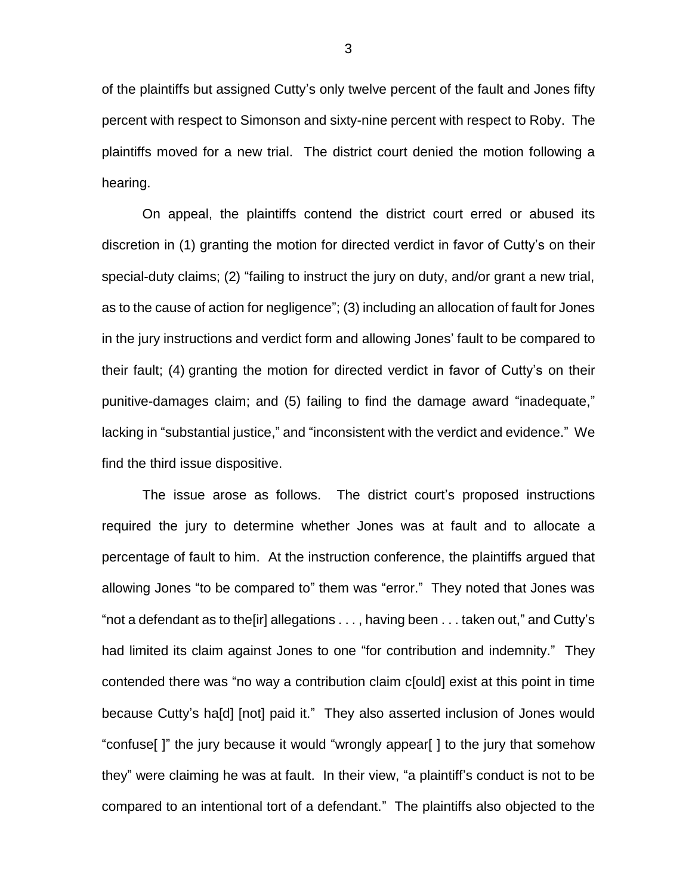of the plaintiffs but assigned Cutty's only twelve percent of the fault and Jones fifty percent with respect to Simonson and sixty-nine percent with respect to Roby. The plaintiffs moved for a new trial. The district court denied the motion following a hearing.

On appeal, the plaintiffs contend the district court erred or abused its discretion in (1) granting the motion for directed verdict in favor of Cutty's on their special-duty claims; (2) "failing to instruct the jury on duty, and/or grant a new trial, as to the cause of action for negligence"; (3) including an allocation of fault for Jones in the jury instructions and verdict form and allowing Jones' fault to be compared to their fault; (4) granting the motion for directed verdict in favor of Cutty's on their punitive-damages claim; and (5) failing to find the damage award "inadequate," lacking in "substantial justice," and "inconsistent with the verdict and evidence." We find the third issue dispositive.

The issue arose as follows. The district court's proposed instructions required the jury to determine whether Jones was at fault and to allocate a percentage of fault to him. At the instruction conference, the plaintiffs argued that allowing Jones "to be compared to" them was "error." They noted that Jones was "not a defendant as to the[ir] allegations . . . , having been . . . taken out," and Cutty's had limited its claim against Jones to one "for contribution and indemnity." They contended there was "no way a contribution claim c[ould] exist at this point in time because Cutty's ha[d] [not] paid it." They also asserted inclusion of Jones would "confuse[ ]" the jury because it would "wrongly appear[ ] to the jury that somehow they" were claiming he was at fault. In their view, "a plaintiff's conduct is not to be compared to an intentional tort of a defendant." The plaintiffs also objected to the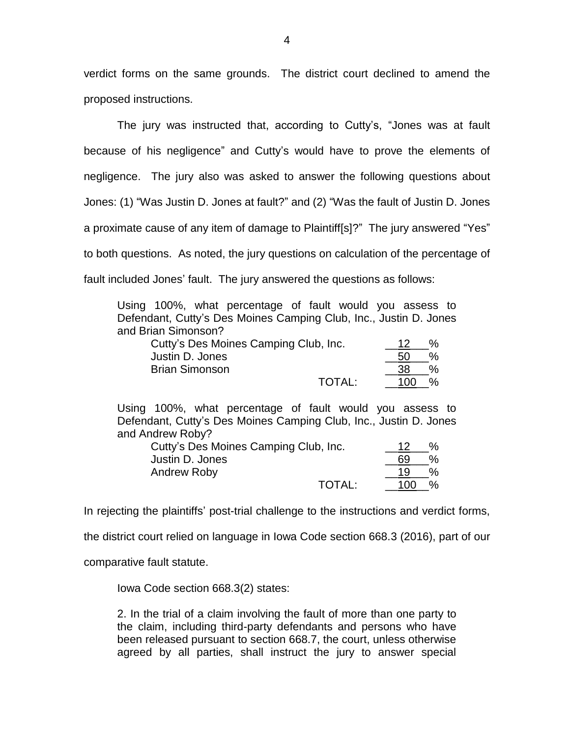verdict forms on the same grounds. The district court declined to amend the proposed instructions.

The jury was instructed that, according to Cutty's, "Jones was at fault because of his negligence" and Cutty's would have to prove the elements of negligence. The jury also was asked to answer the following questions about Jones: (1) "Was Justin D. Jones at fault?" and (2) "Was the fault of Justin D. Jones a proximate cause of any item of damage to Plaintiff[s]?" The jury answered "Yes" to both questions. As noted, the jury questions on calculation of the percentage of fault included Jones' fault. The jury answered the questions as follows:

> Using 100%, what percentage of fault would you assess to Defendant, Cutty's Des Moines Camping Club, Inc., Justin D. Jones and Brian Simonson?
>
> | | | |
> |---|---|---|
> | Cutty's Des Moines Camping Club, Inc. | | 12 % |
> | Justin D. Jones | | 50 % |
> | Brian Simonson | | 38 % |
> | | TOTAL: | 100 % |
>
> Using 100%, what percentage of fault would you assess to Defendant, Cutty's Des Moines Camping Club, Inc., Justin D. Jones and Andrew Roby?
>
> | | | |
> |---|---|---|
> | Cutty's Des Moines Camping Club, Inc. | | 12 % |
> | Justin D. Jones | | 69 % |
> | Andrew Roby | | 19 % |
> | | TOTAL: | 100 % |

In rejecting the plaintiffs' post-trial challenge to the instructions and verdict forms, the district court relied on language in Iowa Code section 668.3 (2016), part of our comparative fault statute.

Iowa Code section 668.3(2) states:

> 2. In the trial of a claim involving the fault of more than one party to the claim, including third-party defendants and persons who have been released pursuant to section 668.7, the court, unless otherwise agreed by all parties, shall instruct the jury to answer special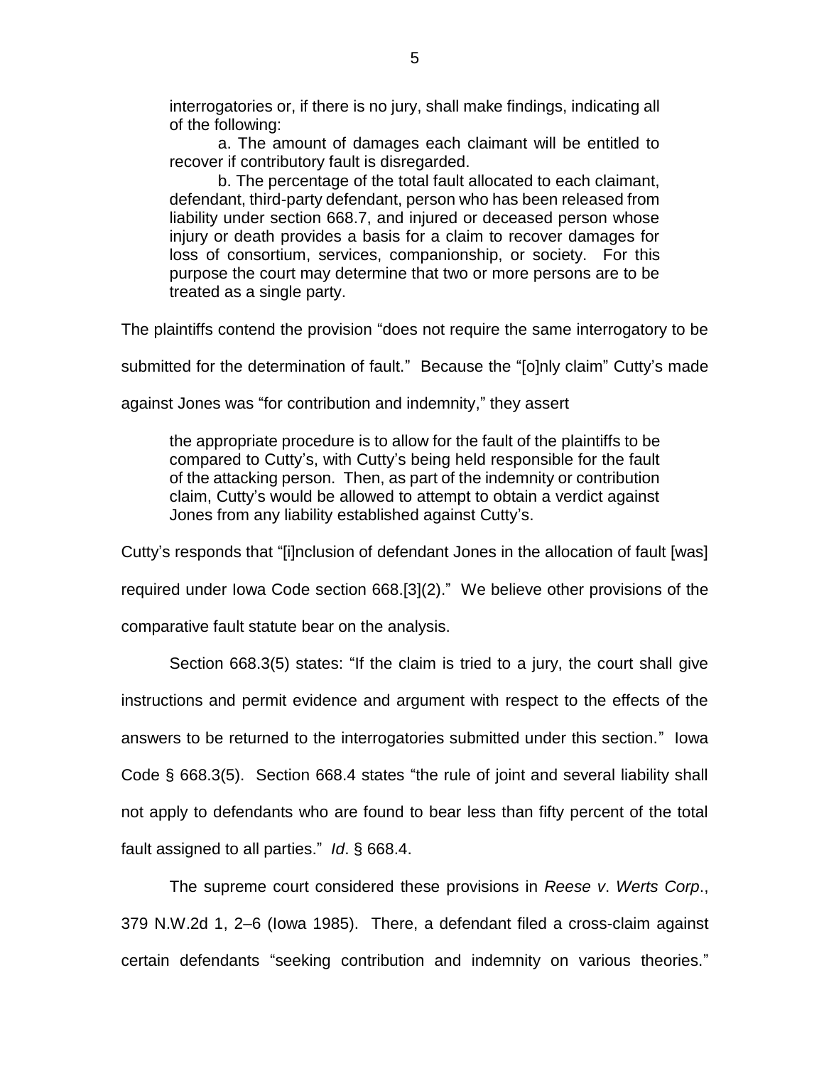> interrogatories or, if there is no jury, shall make findings, indicating all of the following:
>
> a. The amount of damages each claimant will be entitled to recover if contributory fault is disregarded.
>
> b. The percentage of the total fault allocated to each claimant, defendant, third-party defendant, person who has been released from liability under section 668.7, and injured or deceased person whose injury or death provides a basis for a claim to recover damages for loss of consortium, services, companionship, or society. For this purpose the court may determine that two or more persons are to be treated as a single party.

The plaintiffs contend the provision "does not require the same interrogatory to be submitted for the determination of fault." Because the "[o]nly claim" Cutty's made against Jones was "for contribution and indemnity," they assert

> the appropriate procedure is to allow for the fault of the plaintiffs to be compared to Cutty's, with Cutty's being held responsible for the fault of the attacking person. Then, as part of the indemnity or contribution claim, Cutty's would be allowed to attempt to obtain a verdict against Jones from any liability established against Cutty's.

Cutty's responds that "[i]nclusion of defendant Jones in the allocation of fault [was] required under Iowa Code section 668.[3](2)." We believe other provisions of the comparative fault statute bear on the analysis.

Section 668.3(5) states: "If the claim is tried to a jury, the court shall give instructions and permit evidence and argument with respect to the effects of the answers to be returned to the interrogatories submitted under this section." Iowa Code § 668.3(5). Section 668.4 states "the rule of joint and several liability shall not apply to defendants who are found to bear less than fifty percent of the total fault assigned to all parties." *Id*. § 668.4.

The supreme court considered these provisions in *Reese v. Werts Corp*., 379 N.W.2d 1, 2–6 (Iowa 1985). There, a defendant filed a cross-claim against certain defendants "seeking contribution and indemnity on various theories."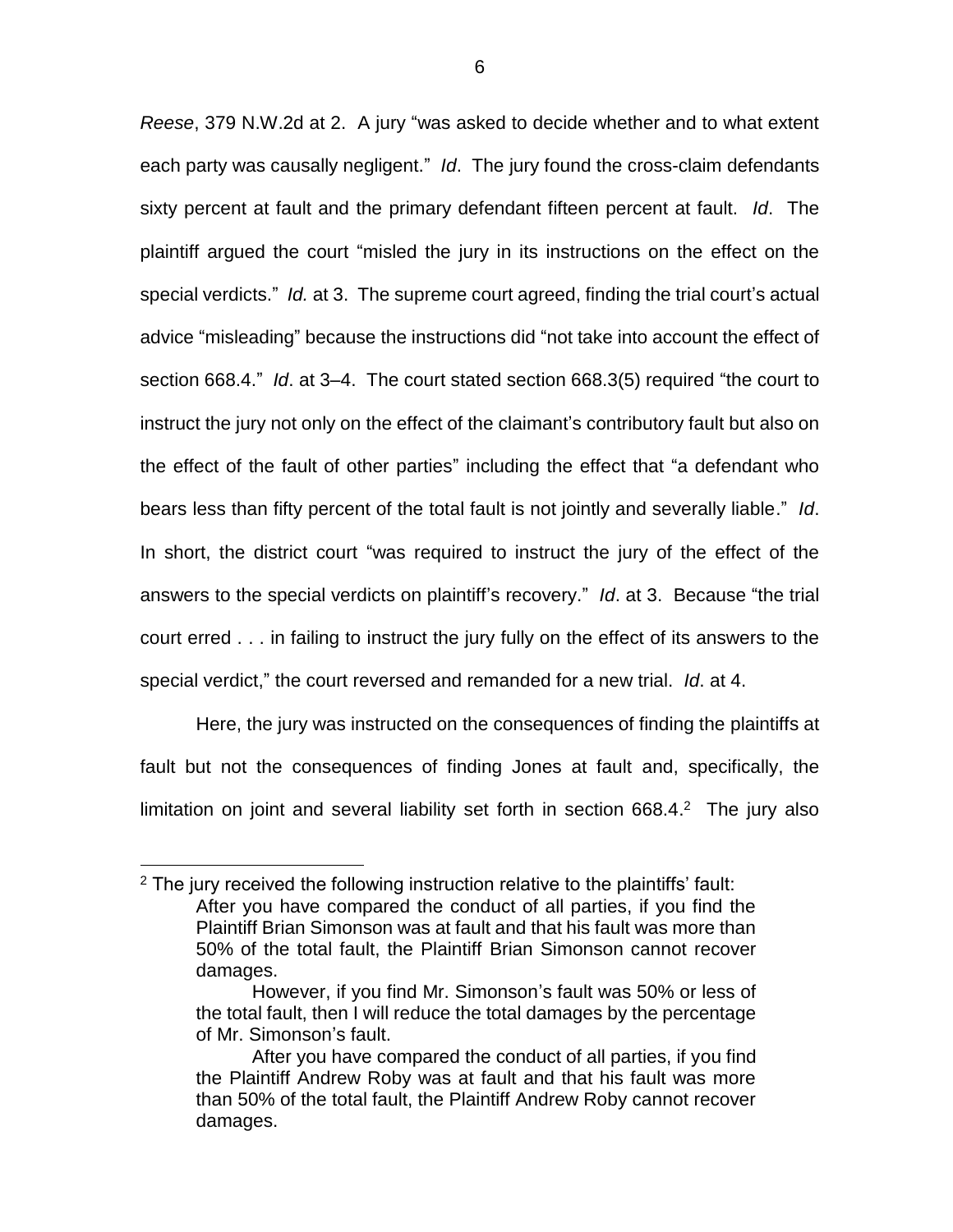*Reese*, 379 N.W.2d at 2. A jury "was asked to decide whether and to what extent each party was causally negligent." *Id*. The jury found the cross-claim defendants sixty percent at fault and the primary defendant fifteen percent at fault. *Id*. The plaintiff argued the court "misled the jury in its instructions on the effect on the special verdicts." *Id.* at 3. The supreme court agreed, finding the trial court's actual advice "misleading" because the instructions did "not take into account the effect of section 668.4." *Id*. at 3–4. The court stated section 668.3(5) required "the court to instruct the jury not only on the effect of the claimant's contributory fault but also on the effect of the fault of other parties" including the effect that "a defendant who bears less than fifty percent of the total fault is not jointly and severally liable." *Id*. In short, the district court "was required to instruct the jury of the effect of the answers to the special verdicts on plaintiff's recovery." *Id*. at 3. Because "the trial court erred . . . in failing to instruct the jury fully on the effect of its answers to the special verdict," the court reversed and remanded for a new trial. *Id*. at 4.

Here, the jury was instructed on the consequences of finding the plaintiffs at fault but not the consequences of finding Jones at fault and, specifically, the limitation on joint and several liability set forth in section 668.4.[2] The jury also

---

[2] The jury received the following instruction relative to the plaintiffs' fault:

> After you have compared the conduct of all parties, if you find the Plaintiff Brian Simonson was at fault and that his fault was more than 50% of the total fault, the Plaintiff Brian Simonson cannot recover damages.
>
> However, if you find Mr. Simonson's fault was 50% or less of the total fault, then I will reduce the total damages by the percentage of Mr. Simonson's fault.
>
> After you have compared the conduct of all parties, if you find the Plaintiff Andrew Roby was at fault and that his fault was more than 50% of the total fault, the Plaintiff Andrew Roby cannot recover damages.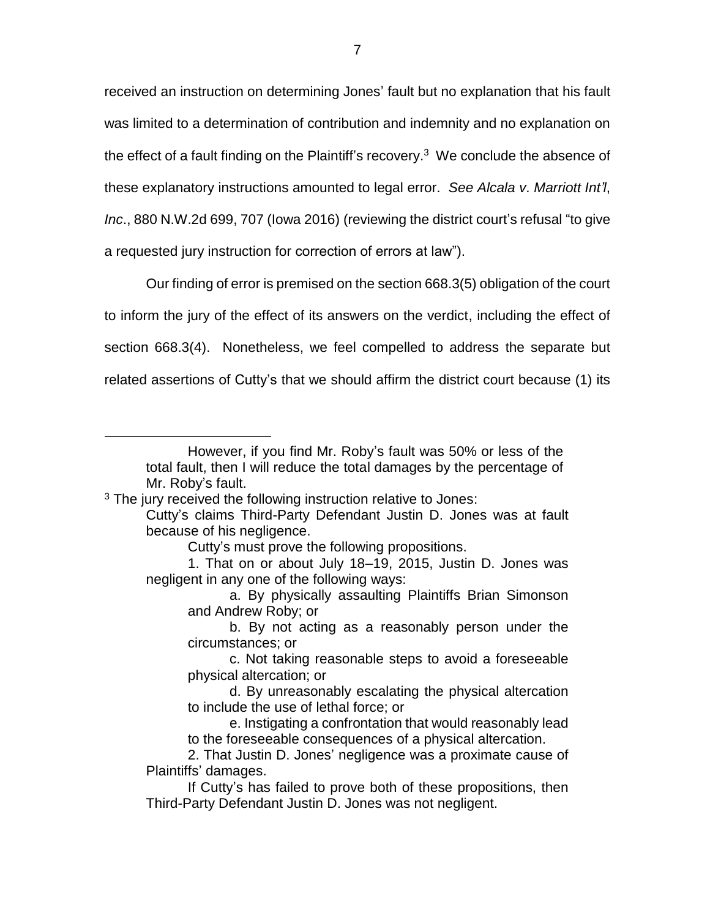received an instruction on determining Jones' fault but no explanation that his fault was limited to a determination of contribution and indemnity and no explanation on the effect of a fault finding on the Plaintiff's recovery.[3] We conclude the absence of these explanatory instructions amounted to legal error. *See Alcala v. Marriott Int'l, Inc.*, 880 N.W.2d 699, 707 (Iowa 2016) (reviewing the district court's refusal "to give a requested jury instruction for correction of errors at law").

Our finding of error is premised on the section 668.3(5) obligation of the court to inform the jury of the effect of its answers on the verdict, including the effect of section 668.3(4). Nonetheless, we feel compelled to address the separate but related assertions of Cutty's that we should affirm the district court because (1) its

---

> However, if you find Mr. Roby's fault was 50% or less of the total fault, then I will reduce the total damages by the percentage of Mr. Roby's fault.

[3] The jury received the following instruction relative to Jones:

> Cutty's claims Third-Party Defendant Justin D. Jones was at fault because of his negligence.
>
> Cutty's must prove the following propositions.
>
> 1. That on or about July 18–19, 2015, Justin D. Jones was negligent in any one of the following ways:
>
> a. By physically assaulting Plaintiffs Brian Simonson and Andrew Roby; or
>
> b. By not acting as a reasonably person under the circumstances; or
>
> c. Not taking reasonable steps to avoid a foreseeable physical altercation; or
>
> d. By unreasonably escalating the physical altercation to include the use of lethal force; or
>
> e. Instigating a confrontation that would reasonably lead to the foreseeable consequences of a physical altercation.
>
> 2. That Justin D. Jones' negligence was a proximate cause of Plaintiffs' damages.
>
> If Cutty's has failed to prove both of these propositions, then Third-Party Defendant Justin D. Jones was not negligent.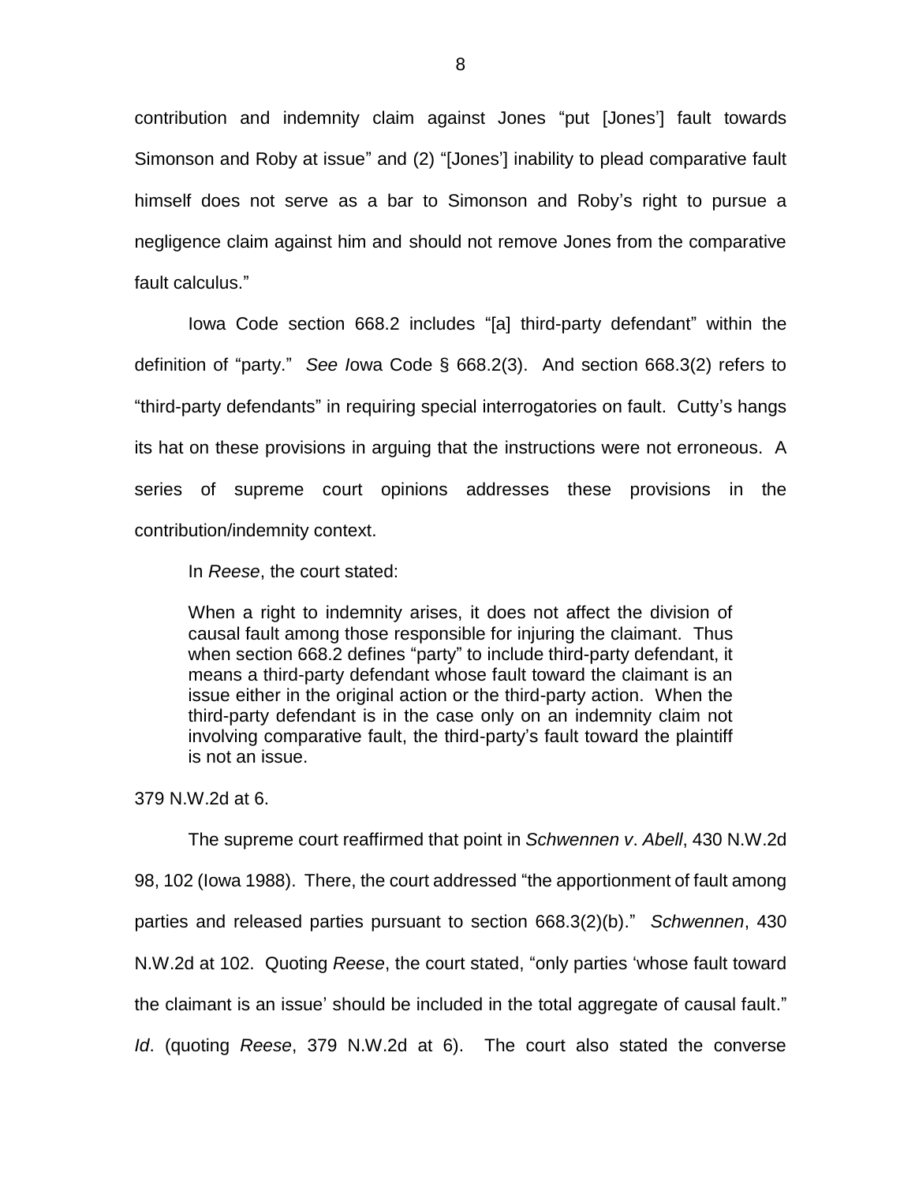contribution and indemnity claim against Jones "put [Jones'] fault towards Simonson and Roby at issue" and (2) "[Jones'] inability to plead comparative fault himself does not serve as a bar to Simonson and Roby's right to pursue a negligence claim against him and should not remove Jones from the comparative fault calculus."

Iowa Code section 668.2 includes "[a] third-party defendant" within the definition of "party." *See I*owa Code § 668.2(3). And section 668.3(2) refers to "third-party defendants" in requiring special interrogatories on fault. Cutty's hangs its hat on these provisions in arguing that the instructions were not erroneous. A series of supreme court opinions addresses these provisions in the contribution/indemnity context.

In *Reese*, the court stated:

> When a right to indemnity arises, it does not affect the division of causal fault among those responsible for injuring the claimant. Thus when section 668.2 defines "party" to include third-party defendant, it means a third-party defendant whose fault toward the claimant is an issue either in the original action or the third-party action. When the third-party defendant is in the case only on an indemnity claim not involving comparative fault, the third-party's fault toward the plaintiff is not an issue.

379 N.W.2d at 6.

The supreme court reaffirmed that point in *Schwennen v. Abell*, 430 N.W.2d 98, 102 (Iowa 1988). There, the court addressed "the apportionment of fault among parties and released parties pursuant to section 668.3(2)(b)." *Schwennen*, 430 N.W.2d at 102. Quoting *Reese*, the court stated, "only parties 'whose fault toward the claimant is an issue' should be included in the total aggregate of causal fault." *Id*. (quoting *Reese*, 379 N.W.2d at 6). The court also stated the converse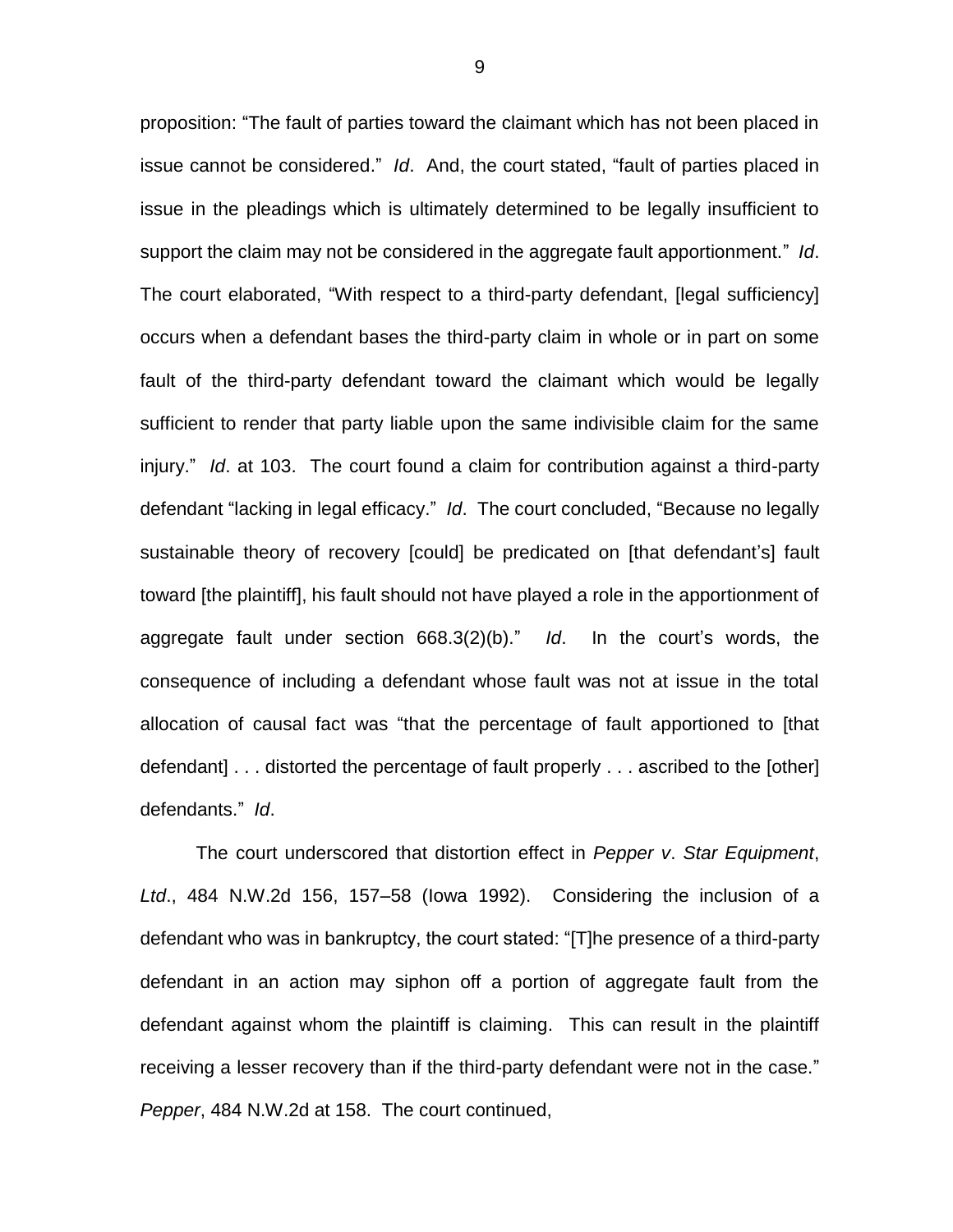proposition: "The fault of parties toward the claimant which has not been placed in issue cannot be considered." *Id*. And, the court stated, "fault of parties placed in issue in the pleadings which is ultimately determined to be legally insufficient to support the claim may not be considered in the aggregate fault apportionment." *Id*. The court elaborated, "With respect to a third-party defendant, [legal sufficiency] occurs when a defendant bases the third-party claim in whole or in part on some fault of the third-party defendant toward the claimant which would be legally sufficient to render that party liable upon the same indivisible claim for the same injury." *Id*. at 103. The court found a claim for contribution against a third-party defendant "lacking in legal efficacy." *Id*. The court concluded, "Because no legally sustainable theory of recovery [could] be predicated on [that defendant's] fault toward [the plaintiff], his fault should not have played a role in the apportionment of aggregate fault under section 668.3(2)(b)." *Id*. In the court's words, the consequence of including a defendant whose fault was not at issue in the total allocation of causal fact was "that the percentage of fault apportioned to [that defendant] . . . distorted the percentage of fault properly . . . ascribed to the [other] defendants." *Id*.

The court underscored that distortion effect in *Pepper v*. *Star Equipment*, *Ltd*., 484 N.W.2d 156, 157–58 (Iowa 1992). Considering the inclusion of a defendant who was in bankruptcy, the court stated: "[T]he presence of a third-party defendant in an action may siphon off a portion of aggregate fault from the defendant against whom the plaintiff is claiming. This can result in the plaintiff receiving a lesser recovery than if the third-party defendant were not in the case." *Pepper*, 484 N.W.2d at 158. The court continued,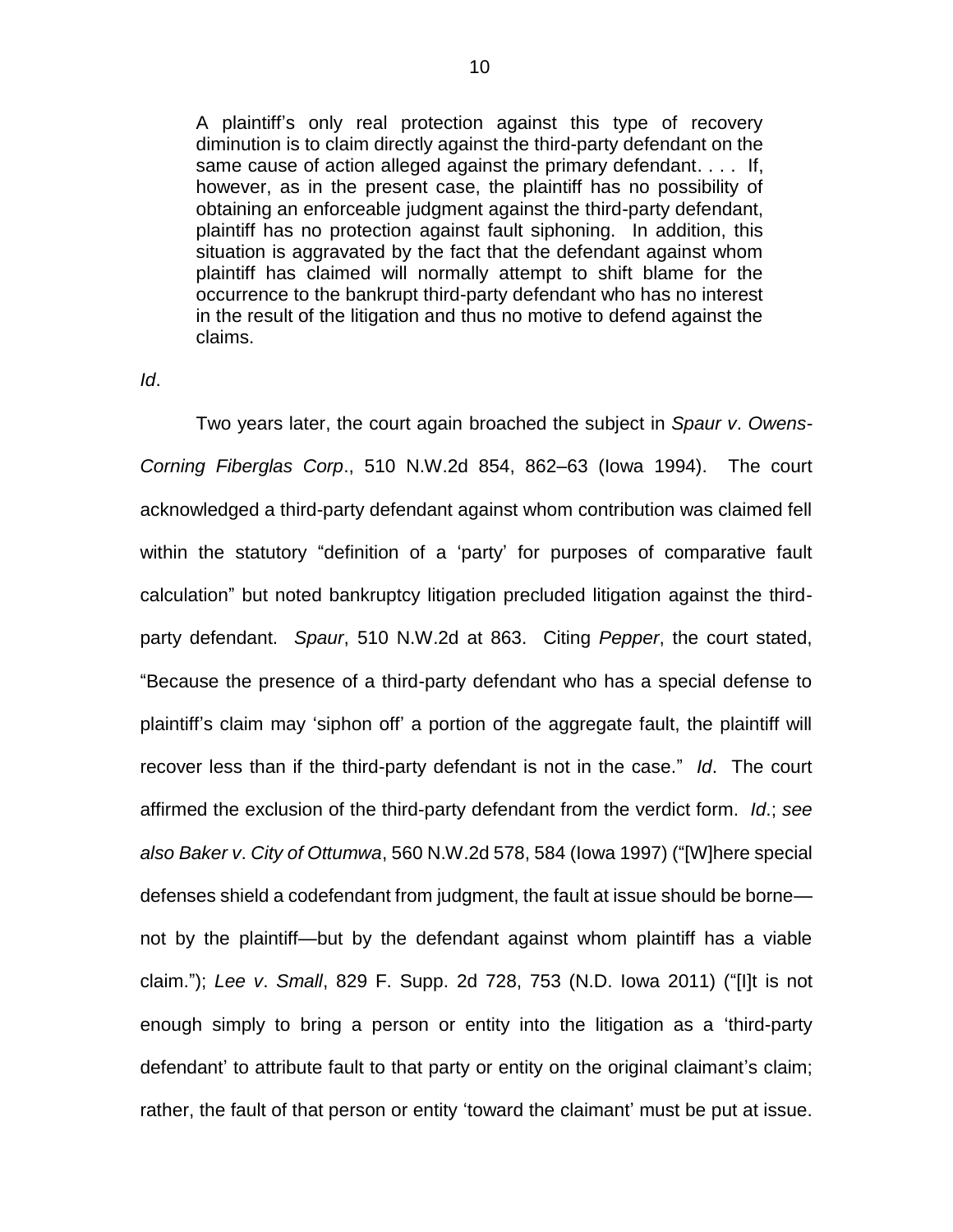> A plaintiff's only real protection against this type of recovery diminution is to claim directly against the third-party defendant on the same cause of action alleged against the primary defendant. . . . If, however, as in the present case, the plaintiff has no possibility of obtaining an enforceable judgment against the third-party defendant, plaintiff has no protection against fault siphoning. In addition, this situation is aggravated by the fact that the defendant against whom plaintiff has claimed will normally attempt to shift blame for the occurrence to the bankrupt third-party defendant who has no interest in the result of the litigation and thus no motive to defend against the claims.

*Id*.

Two years later, the court again broached the subject in *Spaur v*. *Owens-Corning Fiberglas Corp*., 510 N.W.2d 854, 862–63 (Iowa 1994). The court acknowledged a third-party defendant against whom contribution was claimed fell within the statutory "definition of a 'party' for purposes of comparative fault calculation" but noted bankruptcy litigation precluded litigation against the third-party defendant. *Spaur*, 510 N.W.2d at 863. Citing *Pepper*, the court stated, "Because the presence of a third-party defendant who has a special defense to plaintiff's claim may 'siphon off' a portion of the aggregate fault, the plaintiff will recover less than if the third-party defendant is not in the case." *Id*. The court affirmed the exclusion of the third-party defendant from the verdict form. *Id*.; *see also Baker v*. *City of Ottumwa*, 560 N.W.2d 578, 584 (Iowa 1997) ("[W]here special defenses shield a codefendant from judgment, the fault at issue should be borne—not by the plaintiff—but by the defendant against whom plaintiff has a viable claim."); *Lee v*. *Small*, 829 F. Supp. 2d 728, 753 (N.D. Iowa 2011) ("[I]t is not enough simply to bring a person or entity into the litigation as a 'third-party defendant' to attribute fault to that party or entity on the original claimant's claim; rather, the fault of that person or entity 'toward the claimant' must be put at issue.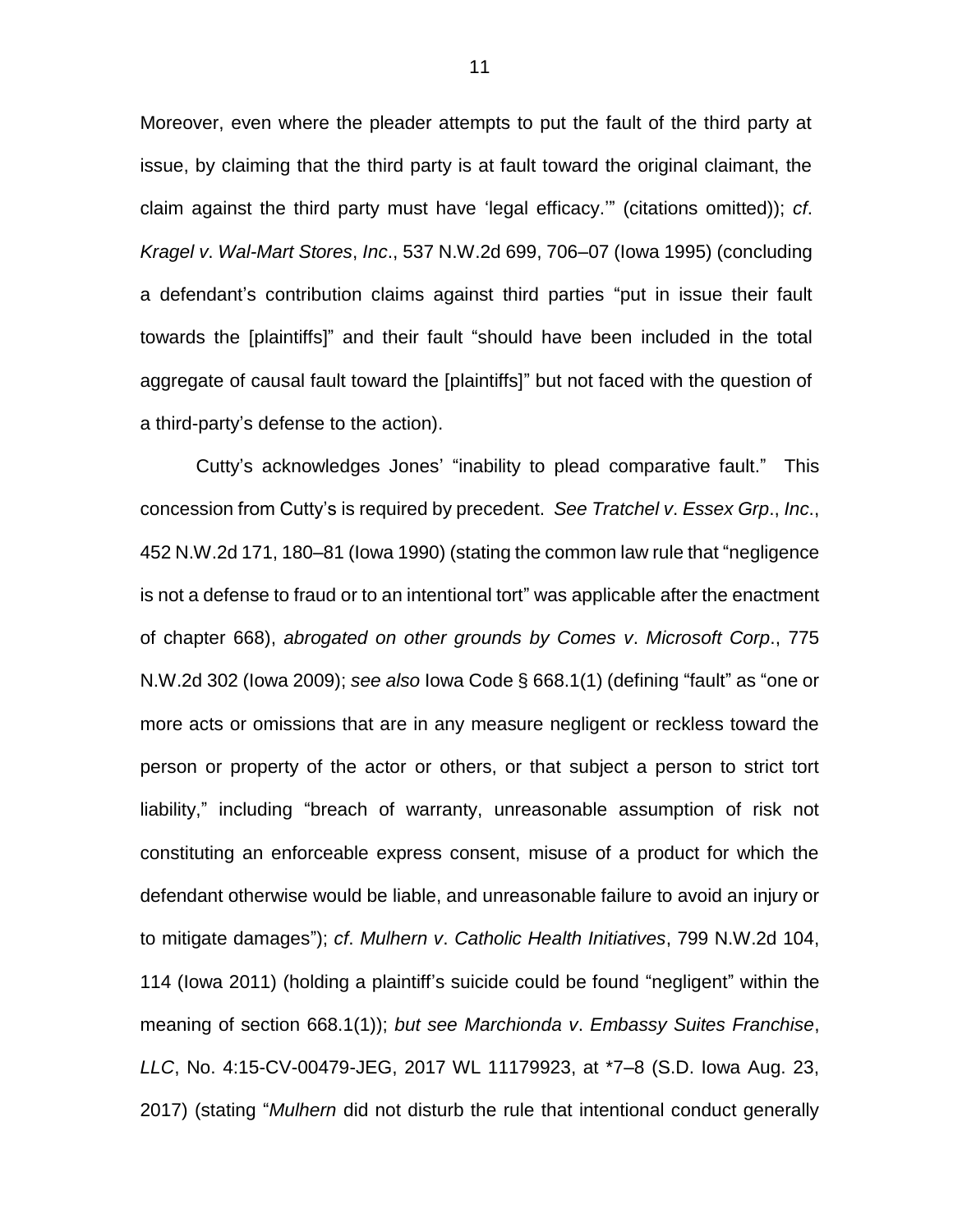Moreover, even where the pleader attempts to put the fault of the third party at issue, by claiming that the third party is at fault toward the original claimant, the claim against the third party must have 'legal efficacy.'" (citations omitted)); *cf*. *Kragel v*. *Wal-Mart Stores*, *Inc*., 537 N.W.2d 699, 706–07 (Iowa 1995) (concluding a defendant's contribution claims against third parties "put in issue their fault towards the [plaintiffs]" and their fault "should have been included in the total aggregate of causal fault toward the [plaintiffs]" but not faced with the question of a third-party's defense to the action).

Cutty's acknowledges Jones' "inability to plead comparative fault." This concession from Cutty's is required by precedent. *See Tratchel v*. *Essex Grp*., *Inc*., 452 N.W.2d 171, 180–81 (Iowa 1990) (stating the common law rule that "negligence is not a defense to fraud or to an intentional tort" was applicable after the enactment of chapter 668), *abrogated on other grounds by Comes v*. *Microsoft Corp*., 775 N.W.2d 302 (Iowa 2009); *see also* Iowa Code § 668.1(1) (defining "fault" as "one or more acts or omissions that are in any measure negligent or reckless toward the person or property of the actor or others, or that subject a person to strict tort liability," including "breach of warranty, unreasonable assumption of risk not constituting an enforceable express consent, misuse of a product for which the defendant otherwise would be liable, and unreasonable failure to avoid an injury or to mitigate damages"); *cf*. *Mulhern v*. *Catholic Health Initiatives*, 799 N.W.2d 104, 114 (Iowa 2011) (holding a plaintiff's suicide could be found "negligent" within the meaning of section 668.1(1)); *but see Marchionda v*. *Embassy Suites Franchise*, *LLC*, No. 4:15-CV-00479-JEG, 2017 WL 11179923, at *7–8 (S.D. Iowa Aug. 23, 2017) (stating "*Mulhern* did not disturb the rule that intentional conduct generally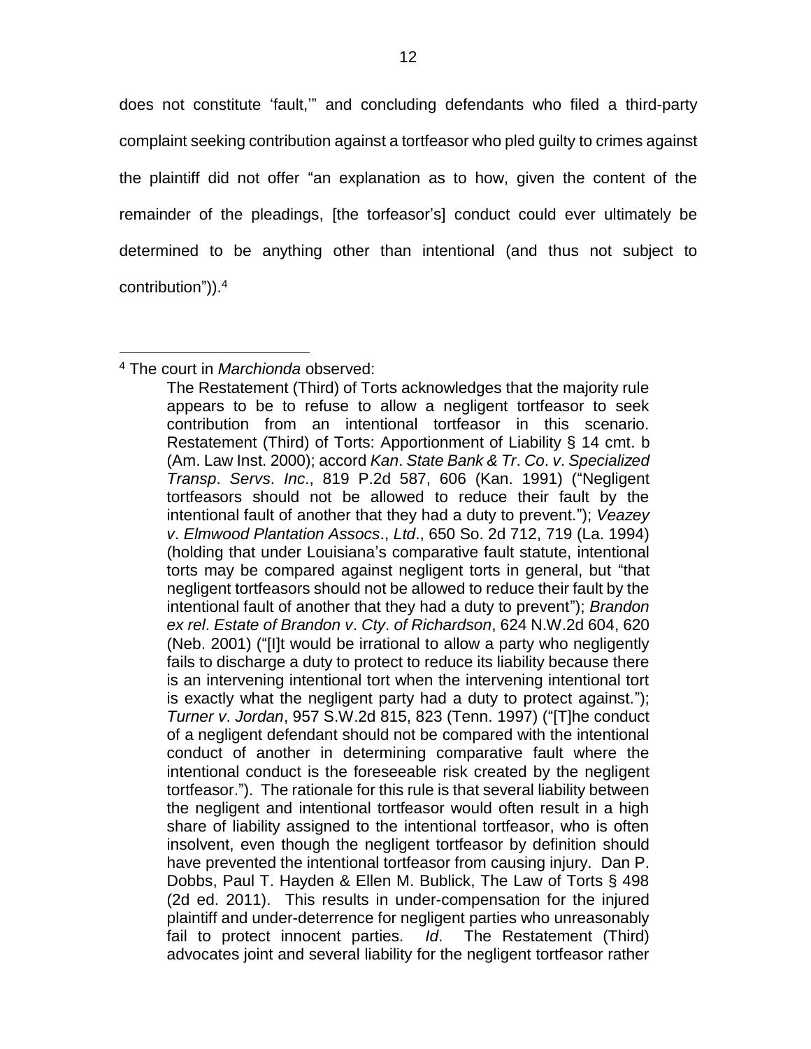does not constitute 'fault,'" and concluding defendants who filed a third-party complaint seeking contribution against a tortfeasor who pled guilty to crimes against the plaintiff did not offer "an explanation as to how, given the content of the remainder of the pleadings, [the torfeasor's] conduct could ever ultimately be determined to be anything other than intentional (and thus not subject to contribution")).[4]

---

[4] The court in *Marchionda* observed:

> The Restatement (Third) of Torts acknowledges that the majority rule appears to be to refuse to allow a negligent tortfeasor to seek contribution from an intentional tortfeasor in this scenario. Restatement (Third) of Torts: Apportionment of Liability § 14 cmt. b (Am. Law Inst. 2000); accord *Kan*. *State Bank & Tr*. *Co*. *v*. *Specialized Transp*. *Servs*. *Inc*., 819 P.2d 587, 606 (Kan. 1991) ("Negligent tortfeasors should not be allowed to reduce their fault by the intentional fault of another that they had a duty to prevent."); *Veazey v*. *Elmwood Plantation Assocs*., *Ltd*., 650 So. 2d 712, 719 (La. 1994) (holding that under Louisiana's comparative fault statute, intentional torts may be compared against negligent torts in general, but "that negligent tortfeasors should not be allowed to reduce their fault by the intentional fault of another that they had a duty to prevent"); *Brandon ex rel*. *Estate of Brandon v*. *Cty*. *of Richardson*, 624 N.W.2d 604, 620 (Neb. 2001) ("[I]t would be irrational to allow a party who negligently fails to discharge a duty to protect to reduce its liability because there is an intervening intentional tort when the intervening intentional tort is exactly what the negligent party had a duty to protect against."); *Turner v*. *Jordan*, 957 S.W.2d 815, 823 (Tenn. 1997) ("[T]he conduct of a negligent defendant should not be compared with the intentional conduct of another in determining comparative fault where the intentional conduct is the foreseeable risk created by the negligent tortfeasor."). The rationale for this rule is that several liability between the negligent and intentional tortfeasor would often result in a high share of liability assigned to the intentional tortfeasor, who is often insolvent, even though the negligent tortfeasor by definition should have prevented the intentional tortfeasor from causing injury. Dan P. Dobbs, Paul T. Hayden & Ellen M. Bublick, The Law of Torts § 498 (2d ed. 2011). This results in under-compensation for the injured plaintiff and under-deterrence for negligent parties who unreasonably fail to protect innocent parties. *Id*. The Restatement (Third) advocates joint and several liability for the negligent tortfeasor rather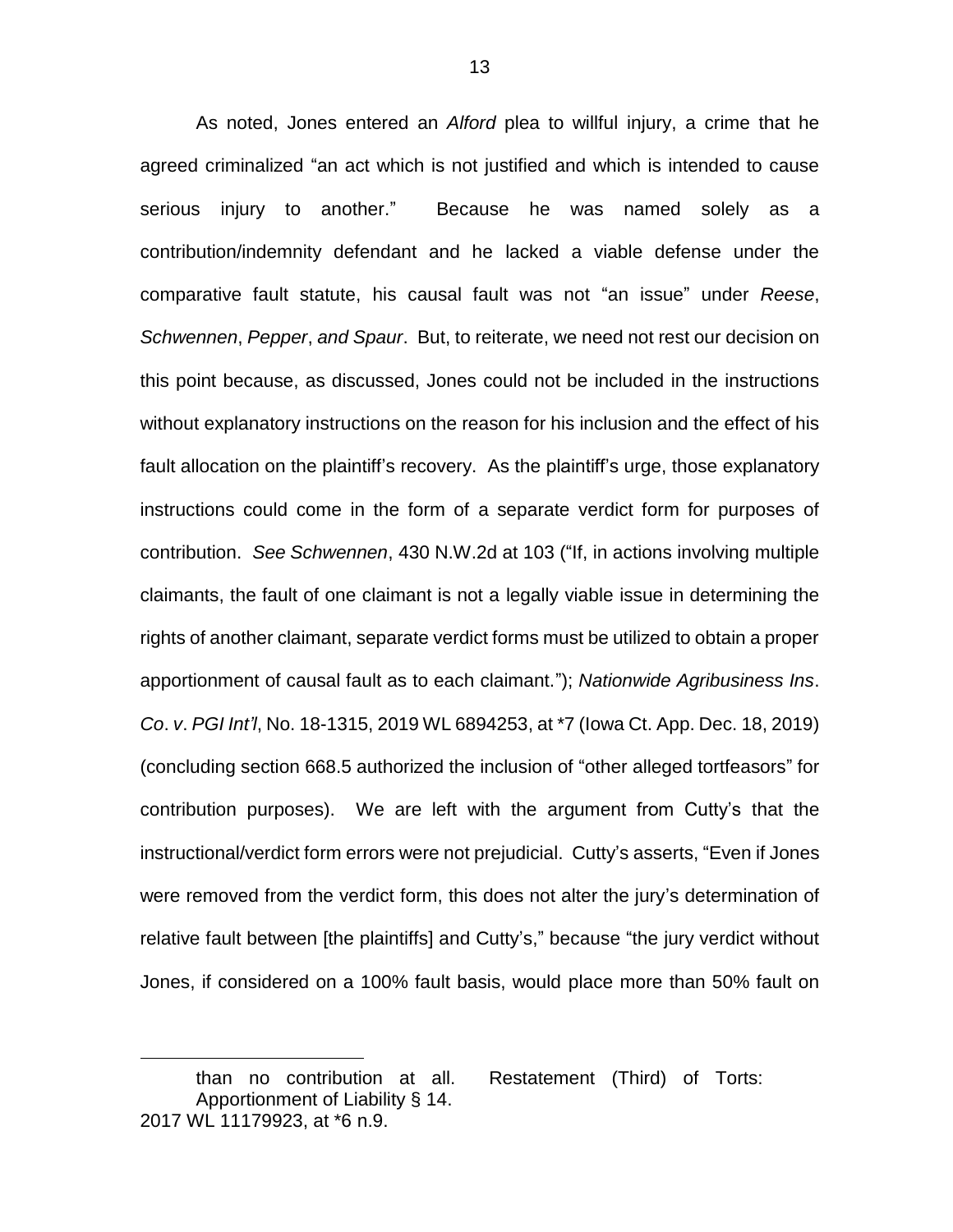As noted, Jones entered an *Alford* plea to willful injury, a crime that he agreed criminalized "an act which is not justified and which is intended to cause serious injury to another." Because he was named solely as a contribution/indemnity defendant and he lacked a viable defense under the comparative fault statute, his causal fault was not "an issue" under *Reese*, *Schwennen*, *Pepper*, *and Spaur*. But, to reiterate, we need not rest our decision on this point because, as discussed, Jones could not be included in the instructions without explanatory instructions on the reason for his inclusion and the effect of his fault allocation on the plaintiff's recovery. As the plaintiff's urge, those explanatory instructions could come in the form of a separate verdict form for purposes of contribution. *See Schwennen*, 430 N.W.2d at 103 ("If, in actions involving multiple claimants, the fault of one claimant is not a legally viable issue in determining the rights of another claimant, separate verdict forms must be utilized to obtain a proper apportionment of causal fault as to each claimant."); *Nationwide Agribusiness Ins*. *Co*. *v*. *PGI Int'l*, No. 18-1315, 2019 WL 6894253, at *7 (Iowa Ct. App. Dec. 18, 2019) (concluding section 668.5 authorized the inclusion of "other alleged tortfeasors" for contribution purposes). We are left with the argument from Cutty's that the instructional/verdict form errors were not prejudicial. Cutty's asserts, "Even if Jones were removed from the verdict form, this does not alter the jury's determination of relative fault between [the plaintiffs] and Cutty's," because "the jury verdict without Jones, if considered on a 100% fault basis, would place more than 50% fault on

> than no contribution at all. Restatement (Third) of Torts: Apportionment of Liability § 14.

2017 WL 11179923, at *6 n.9.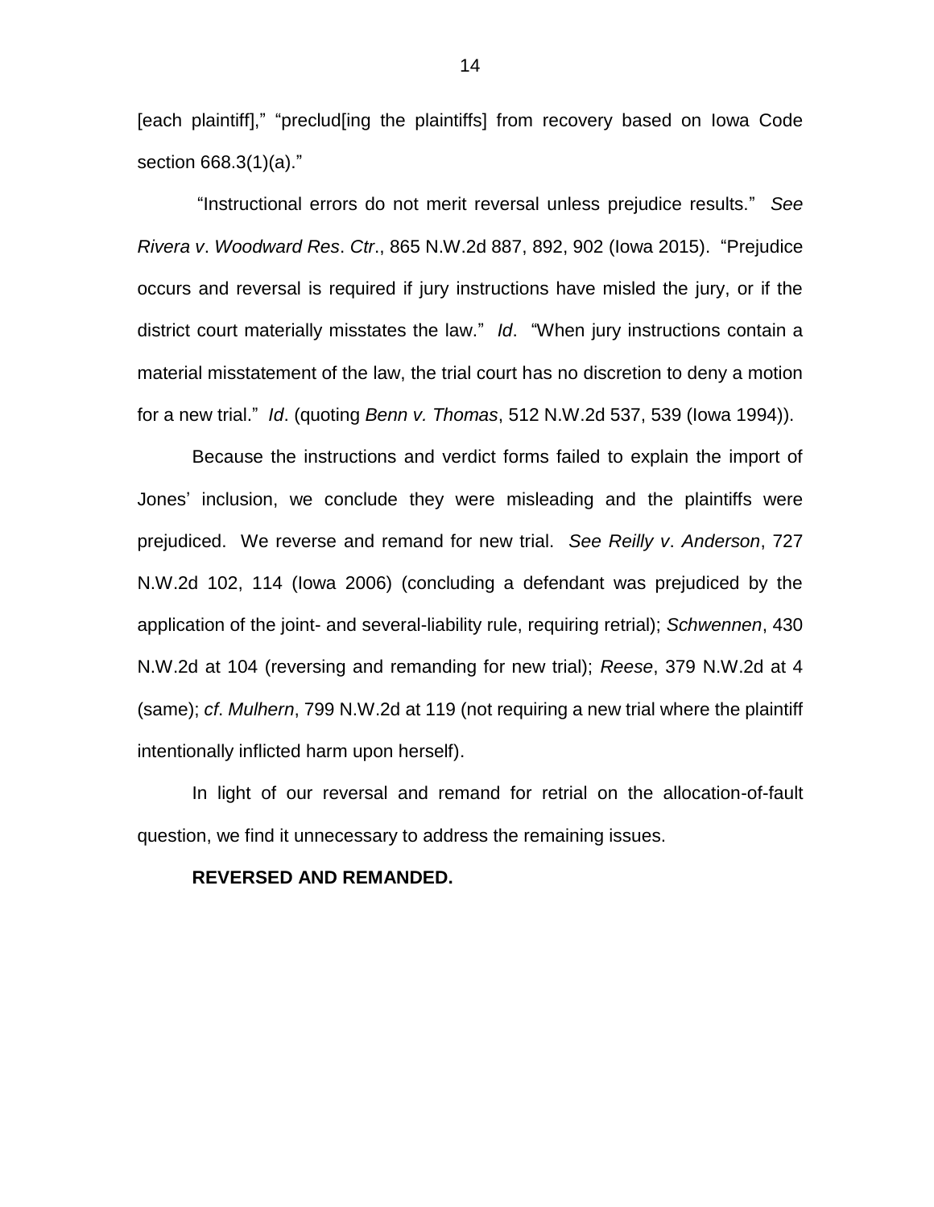[each plaintiff]," "preclud[ing the plaintiffs] from recovery based on Iowa Code section 668.3(1)(a)."

"Instructional errors do not merit reversal unless prejudice results." *See Rivera v. Woodward Res. Ctr.*, 865 N.W.2d 887, 892, 902 (Iowa 2015). "Prejudice occurs and reversal is required if jury instructions have misled the jury, or if the district court materially misstates the law." *Id*. "When jury instructions contain a material misstatement of the law, the trial court has no discretion to deny a motion for a new trial." *Id*. (quoting *Benn v. Thomas*, 512 N.W.2d 537, 539 (Iowa 1994)).

Because the instructions and verdict forms failed to explain the import of Jones' inclusion, we conclude they were misleading and the plaintiffs were prejudiced. We reverse and remand for new trial. *See Reilly v. Anderson*, 727 N.W.2d 102, 114 (Iowa 2006) (concluding a defendant was prejudiced by the application of the joint- and several-liability rule, requiring retrial); *Schwennen*, 430 N.W.2d at 104 (reversing and remanding for new trial); *Reese*, 379 N.W.2d at 4 (same); *cf. Mulhern*, 799 N.W.2d at 119 (not requiring a new trial where the plaintiff intentionally inflicted harm upon herself).

In light of our reversal and remand for retrial on the allocation-of-fault question, we find it unnecessary to address the remaining issues.

**REVERSED AND REMANDED.**